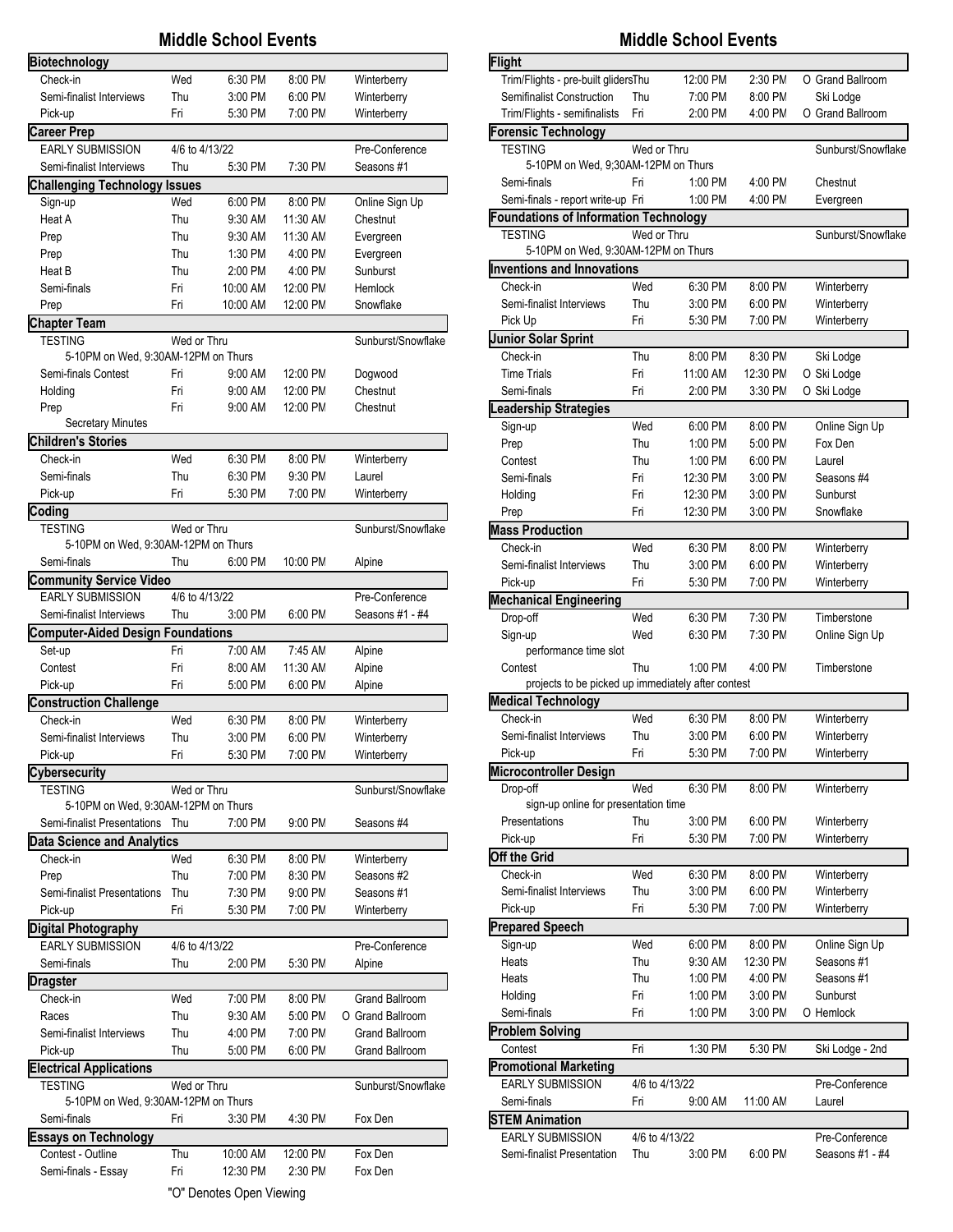# Middle School Events

| Event | Day | Start | End | Location |
|---|---|---|---|---|
| **Biotechnology** | | | | |
| Check-in | Wed | 6:30 PM | 8:00 PM | Winterberry |
| Semi-finalist Interviews | Thu | 3:00 PM | 6:00 PM | Winterberry |
| Pick-up | Fri | 5:30 PM | 7:00 PM | Winterberry |
| **Career Prep** | | | | |
| EARLY SUBMISSION | 4/6 to 4/13/22 | | | Pre-Conference |
| Semi-finalist Interviews | Thu | 5:30 PM | 7:30 PM | Seasons #1 |
| **Challenging Technology Issues** | | | | |
| Sign-up | Wed | 6:00 PM | 8:00 PM | Online Sign Up |
| Heat A | Thu | 9:30 AM | 11:30 AM | Chestnut |
| Prep | Thu | 9:30 AM | 11:30 AM | Evergreen |
| Prep | Thu | 1:30 PM | 4:00 PM | Evergreen |
| Heat B | Thu | 2:00 PM | 4:00 PM | Sunburst |
| Semi-finals | Fri | 10:00 AM | 12:00 PM | Hemlock |
| Prep | Fri | 10:00 AM | 12:00 PM | Snowflake |
| **Chapter Team** | | | | |
| TESTING | Wed or Thru | | | Sunburst/Snowflake |
| 5-10PM on Wed, 9:30AM-12PM on Thurs | | | | |
| Semi-finals Contest | Fri | 9:00 AM | 12:00 PM | Dogwood |
| Holding | Fri | 9:00 AM | 12:00 PM | Chestnut |
| Prep | Fri | 9:00 AM | 12:00 PM | Chestnut |
| Secretary Minutes | | | | |
| **Children's Stories** | | | | |
| Check-in | Wed | 6:30 PM | 8:00 PM | Winterberry |
| Semi-finals | Thu | 6:30 PM | 9:30 PM | Laurel |
| Pick-up | Fri | 5:30 PM | 7:00 PM | Winterberry |
| **Coding** | | | | |
| TESTING | Wed or Thru | | | Sunburst/Snowflake |
| 5-10PM on Wed, 9:30AM-12PM on Thurs | | | | |
| Semi-finals | Thu | 6:00 PM | 10:00 PM | Alpine |
| **Community Service Video** | | | | |
| EARLY SUBMISSION | 4/6 to 4/13/22 | | | Pre-Conference |
| Semi-finalist Interviews | Thu | 3:00 PM | 6:00 PM | Seasons #1 - #4 |
| **Computer-Aided Design Foundations** | | | | |
| Set-up | Fri | 7:00 AM | 7:45 AM | Alpine |
| Contest | Fri | 8:00 AM | 11:30 AM | Alpine |
| Pick-up | Fri | 5:00 PM | 6:00 PM | Alpine |
| **Construction Challenge** | | | | |
| Check-in | Wed | 6:30 PM | 8:00 PM | Winterberry |
| Semi-finalist Interviews | Thu | 3:00 PM | 6:00 PM | Winterberry |
| Pick-up | Fri | 5:30 PM | 7:00 PM | Winterberry |
| **Cybersecurity** | | | | |
| TESTING | Wed or Thru | | | Sunburst/Snowflake |
| 5-10PM on Wed, 9:30AM-12PM on Thurs | | | | |
| Semi-finalist Presentations | Thu | 7:00 PM | 9:00 PM | Seasons #4 |
| **Data Science and Analytics** | | | | |
| Check-in | Wed | 6:30 PM | 8:00 PM | Winterberry |
| Prep | Thu | 7:00 PM | 8:30 PM | Seasons #2 |
| Semi-finalist Presentations | Thu | 7:30 PM | 9:00 PM | Seasons #1 |
| Pick-up | Fri | 5:30 PM | 7:00 PM | Winterberry |
| **Digital Photography** | | | | |
| EARLY SUBMISSION | 4/6 to 4/13/22 | | | Pre-Conference |
| Semi-finals | Thu | 2:00 PM | 5:30 PM | Alpine |
| **Dragster** | | | | |
| Check-in | Wed | 7:00 PM | 8:00 PM | Grand Ballroom |
| Races | Thu | 9:30 AM | 5:00 PM | O Grand Ballroom |
| Semi-finalist Interviews | Thu | 4:00 PM | 7:00 PM | Grand Ballroom |
| Pick-up | Thu | 5:00 PM | 6:00 PM | Grand Ballroom |
| **Electrical Applications** | | | | |
| TESTING | Wed or Thru | | | Sunburst/Snowflake |
| 5-10PM on Wed, 9:30AM-12PM on Thurs | | | | |
| Semi-finals | Fri | 3:30 PM | 4:30 PM | Fox Den |
| **Essays on Technology** | | | | |
| Contest - Outline | Thu | 10:00 AM | 12:00 PM | Fox Den |
| Semi-finals - Essay | Fri | 12:30 PM | 2:30 PM | Fox Den |
| **Flight** | | | | |
| Trim/Flights - pre-built gliders | Thu | 12:00 PM | 2:30 PM | O Grand Ballroom |
| Semifinalist Construction | Thu | 7:00 PM | 8:00 PM | Ski Lodge |
| Trim/Flights - semifinalists | Fri | 2:00 PM | 4:00 PM | O Grand Ballroom |
| **Forensic Technology** | | | | |
| TESTING | Wed or Thru | | | Sunburst/Snowflake |
| 5-10PM on Wed, 9;30AM-12PM on Thurs | | | | |
| Semi-finals | Fri | 1:00 PM | 4:00 PM | Chestnut |
| Semi-finals - report write-up | Fri | 1:00 PM | 4:00 PM | Evergreen |
| **Foundations of Information Technology** | | | | |
| TESTING | Wed or Thru | | | Sunburst/Snowflake |
| 5-10PM on Wed, 9:30AM-12PM on Thurs | | | | |
| **Inventions and Innovations** | | | | |
| Check-in | Wed | 6:30 PM | 8:00 PM | Winterberry |
| Semi-finalist Interviews | Thu | 3:00 PM | 6:00 PM | Winterberry |
| Pick Up | Fri | 5:30 PM | 7:00 PM | Winterberry |
| **Junior Solar Sprint** | | | | |
| Check-in | Thu | 8:00 PM | 8:30 PM | Ski Lodge |
| Time Trials | Fri | 11:00 AM | 12:30 PM | O Ski Lodge |
| Semi-finals | Fri | 2:00 PM | 3:30 PM | O Ski Lodge |
| **Leadership Strategies** | | | | |
| Sign-up | Wed | 6:00 PM | 8:00 PM | Online Sign Up |
| Prep | Thu | 1:00 PM | 5:00 PM | Fox Den |
| Contest | Thu | 1:00 PM | 6:00 PM | Laurel |
| Semi-finals | Fri | 12:30 PM | 3:00 PM | Seasons #4 |
| Holding | Fri | 12:30 PM | 3:00 PM | Sunburst |
| Prep | Fri | 12:30 PM | 3:00 PM | Snowflake |
| **Mass Production** | | | | |
| Check-in | Wed | 6:30 PM | 8:00 PM | Winterberry |
| Semi-finalist Interviews | Thu | 3:00 PM | 6:00 PM | Winterberry |
| Pick-up | Fri | 5:30 PM | 7:00 PM | Winterberry |
| **Mechanical Engineering** | | | | |
| Drop-off | Wed | 6:30 PM | 7:30 PM | Timberstone |
| Sign-up | Wed | 6:30 PM | 7:30 PM | Online Sign Up |
| performance time slot | | | | |
| Contest | Thu | 1:00 PM | 4:00 PM | Timberstone |
| projects to be picked up immediately after contest | | | | |
| **Medical Technology** | | | | |
| Check-in | Wed | 6:30 PM | 8:00 PM | Winterberry |
| Semi-finalist Interviews | Thu | 3:00 PM | 6:00 PM | Winterberry |
| Pick-up | Fri | 5:30 PM | 7:00 PM | Winterberry |
| **Microcontroller Design** | | | | |
| Drop-off | Wed | 6:30 PM | 8:00 PM | Winterberry |
| sign-up online for presentation time | | | | |
| Presentations | Thu | 3:00 PM | 6:00 PM | Winterberry |
| Pick-up | Fri | 5:30 PM | 7:00 PM | Winterberry |
| **Off the Grid** | | | | |
| Check-in | Wed | 6:30 PM | 8:00 PM | Winterberry |
| Semi-finalist Interviews | Thu | 3:00 PM | 6:00 PM | Winterberry |
| Pick-up | Fri | 5:30 PM | 7:00 PM | Winterberry |
| **Prepared Speech** | | | | |
| Sign-up | Wed | 6:00 PM | 8:00 PM | Online Sign Up |
| Heats | Thu | 9:30 AM | 12:30 PM | Seasons #1 |
| Heats | Thu | 1:00 PM | 4:00 PM | Seasons #1 |
| Holding | Fri | 1:00 PM | 3:00 PM | Sunburst |
| Semi-finals | Fri | 1:00 PM | 3:00 PM | O Hemlock |
| **Problem Solving** | | | | |
| Contest | Fri | 1:30 PM | 5:30 PM | Ski Lodge - 2nd |
| **Promotional Marketing** | | | | |
| EARLY SUBMISSION | 4/6 to 4/13/22 | | | Pre-Conference |
| Semi-finals | Fri | 9:00 AM | 11:00 AM | Laurel |
| **STEM Animation** | | | | |
| EARLY SUBMISSION | 4/6 to 4/13/22 | | | Pre-Conference |
| Semi-finalist Presentation | Thu | 3:00 PM | 6:00 PM | Seasons #1 - #4 |

"O" Denotes Open Viewing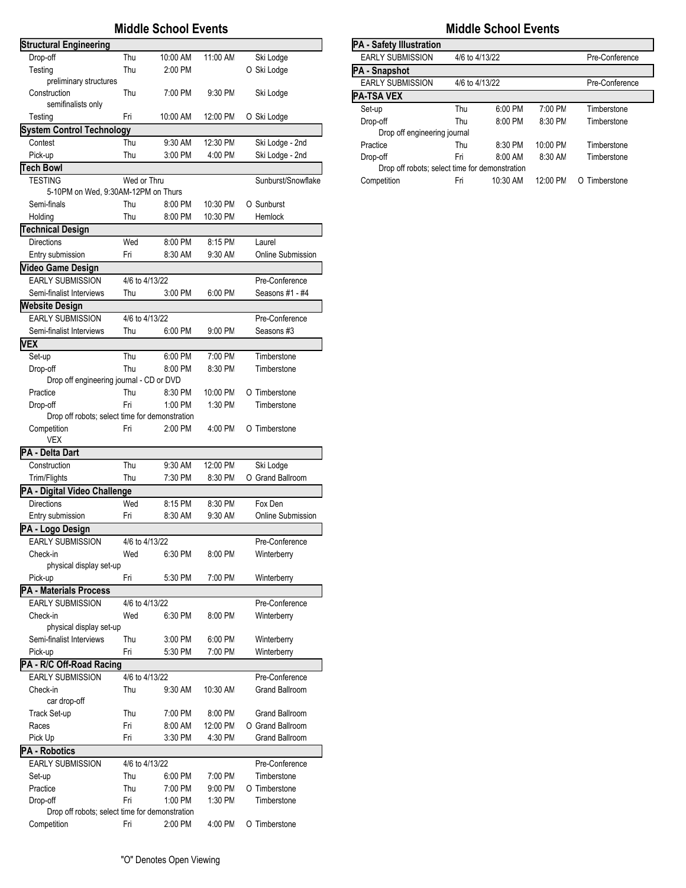## Middle School Events

| | | | | | |
|---|---|---|---|---|---|
| **Structural Engineering** | | | | | |
| Drop-off | Thu | 10:00 AM | 11:00 AM | | Ski Lodge |
| Testing | Thu | 2:00 PM | | O | Ski Lodge |
| preliminary structures | | | | | |
| Construction | Thu | 7:00 PM | 9:30 PM | | Ski Lodge |
| semifinalists only | | | | | |
| Testing | Fri | 10:00 AM | 12:00 PM | O | Ski Lodge |
| **System Control Technology** | | | | | |
| Contest | Thu | 9:30 AM | 12:30 PM | | Ski Lodge - 2nd |
| Pick-up | Thu | 3:00 PM | 4:00 PM | | Ski Lodge - 2nd |
| **Tech Bowl** | | | | | |
| TESTING | Wed or Thru | | | | Sunburst/Snowflake |
| 5-10PM on Wed, 9:30AM-12PM on Thurs | | | | | |
| Semi-finals | Thu | 8:00 PM | 10:30 PM | O | Sunburst |
| Holding | Thu | 8:00 PM | 10:30 PM | | Hemlock |
| **Technical Design** | | | | | |
| Directions | Wed | 8:00 PM | 8:15 PM | | Laurel |
| Entry submission | Fri | 8:30 AM | 9:30 AM | | Online Submission |
| **Video Game Design** | | | | | |
| EARLY SUBMISSION | 4/6 to 4/13/22 | | | | Pre-Conference |
| Semi-finalist Interviews | Thu | 3:00 PM | 6:00 PM | | Seasons #1 - #4 |
| **Website Design** | | | | | |
| EARLY SUBMISSION | 4/6 to 4/13/22 | | | | Pre-Conference |
| Semi-finalist Interviews | Thu | 6:00 PM | 9:00 PM | | Seasons #3 |
| **VEX** | | | | | |
| Set-up | Thu | 6:00 PM | 7:00 PM | | Timberstone |
| Drop-off | Thu | 8:00 PM | 8:30 PM | | Timberstone |
| Drop off engineering journal - CD or DVD | | | | | |
| Practice | Thu | 8:30 PM | 10:00 PM | O | Timberstone |
| Drop-off | Fri | 1:00 PM | 1:30 PM | | Timberstone |
| Drop off robots; select time for demonstration | | | | | |
| Competition | Fri | 2:00 PM | 4:00 PM | O | Timberstone |
| VEX | | | | | |
| **PA - Delta Dart** | | | | | |
| Construction | Thu | 9:30 AM | 12:00 PM | | Ski Lodge |
| Trim/Flights | Thu | 7:30 PM | 8:30 PM | O | Grand Ballroom |
| **PA - Digital Video Challenge** | | | | | |
| Directions | Wed | 8:15 PM | 8:30 PM | | Fox Den |
| Entry submission | Fri | 8:30 AM | 9:30 AM | | Online Submission |
| **PA - Logo Design** | | | | | |
| EARLY SUBMISSION | 4/6 to 4/13/22 | | | | Pre-Conference |
| Check-in | Wed | 6:30 PM | 8:00 PM | | Winterberry |
| physical display set-up | | | | | |
| Pick-up | Fri | 5:30 PM | 7:00 PM | | Winterberry |
| **PA - Materials Process** | | | | | |
| EARLY SUBMISSION | 4/6 to 4/13/22 | | | | Pre-Conference |
| Check-in | Wed | 6:30 PM | 8:00 PM | | Winterberry |
| physical display set-up | | | | | |
| Semi-finalist Interviews | Thu | 3:00 PM | 6:00 PM | | Winterberry |
| Pick-up | Fri | 5:30 PM | 7:00 PM | | Winterberry |
| **PA - R/C Off-Road Racing** | | | | | |
| EARLY SUBMISSION | 4/6 to 4/13/22 | | | | Pre-Conference |
| Check-in | Thu | 9:30 AM | 10:30 AM | | Grand Ballroom |
| car drop-off | | | | | |
| Track Set-up | Thu | 7:00 PM | 8:00 PM | | Grand Ballroom |
| Races | Fri | 8:00 AM | 12:00 PM | O | Grand Ballroom |
| Pick Up | Fri | 3:30 PM | 4:30 PM | | Grand Ballroom |
| **PA - Robotics** | | | | | |
| EARLY SUBMISSION | 4/6 to 4/13/22 | | | | Pre-Conference |
| Set-up | Thu | 6:00 PM | 7:00 PM | | Timberstone |
| Practice | Thu | 7:00 PM | 9:00 PM | O | Timberstone |
| Drop-off | Fri | 1:00 PM | 1:30 PM | | Timberstone |
| Drop off robots; select time for demonstration | | | | | |
| Competition | Fri | 2:00 PM | 4:00 PM | O | Timberstone |

"O" Denotes Open Viewing

## Middle School Events

| | | | | | |
|---|---|---|---|---|---|
| **PA - Safety Illustration** | | | | | |
| EARLY SUBMISSION | 4/6 to 4/13/22 | | | | Pre-Conference |
| **PA - Snapshot** | | | | | |
| EARLY SUBMISSION | 4/6 to 4/13/22 | | | | Pre-Conference |
| **PA-TSA VEX** | | | | | |
| Set-up | Thu | 6:00 PM | 7:00 PM | | Timberstone |
| Drop-off | Thu | 8:00 PM | 8:30 PM | | Timberstone |
| Drop off engineering journal | | | | | |
| Practice | Thu | 8:30 PM | 10:00 PM | | Timberstone |
| Drop-off | Fri | 8:00 AM | 8:30 AM | | Timberstone |
| Drop off robots; select time for demonstration | | | | | |
| Competition | Fri | 10:30 AM | 12:00 PM | O | Timberstone |